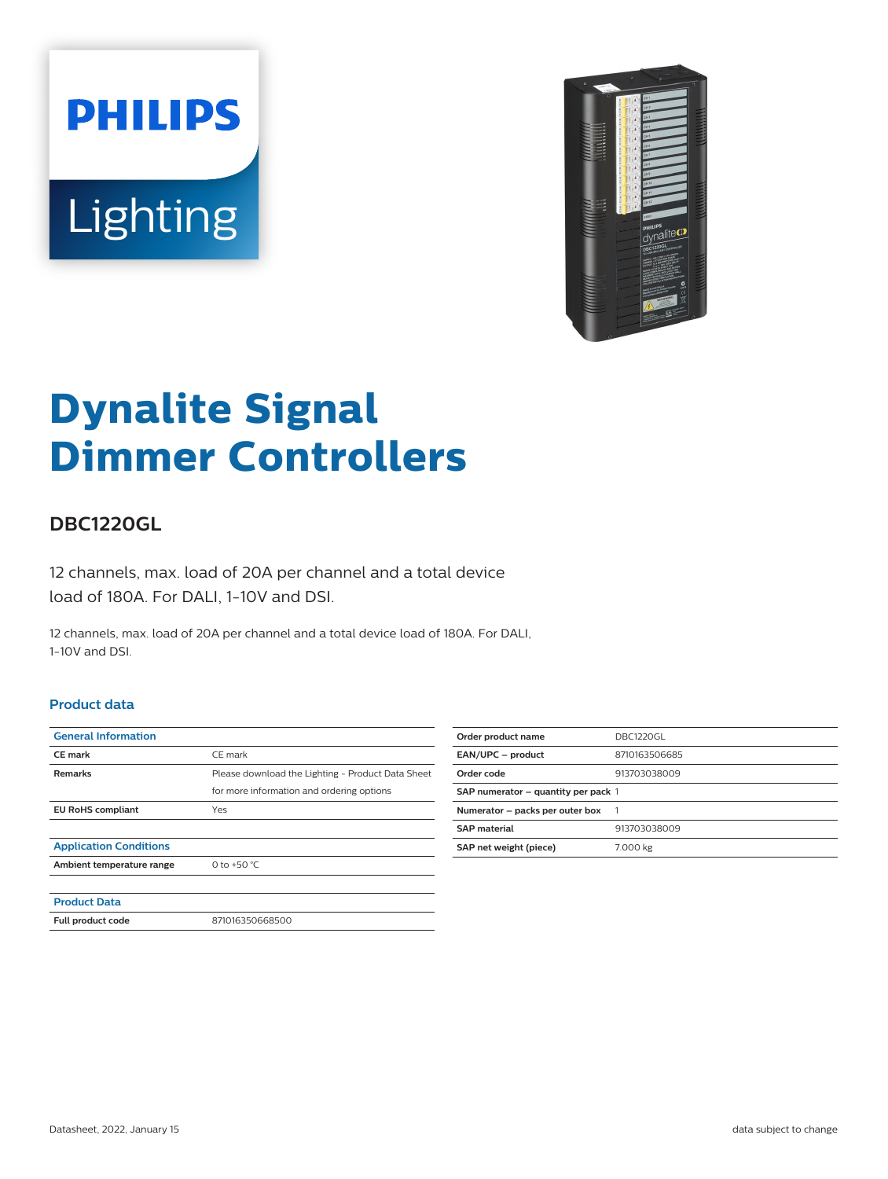# Dynalite Signal Dimmer Controllers

## DBC1220GL

12 channels, max. load of 20A per channel and a total device load of 180A. For DALI, 1-10V and DSI.

12 channels, max. load of 20A per channel and a total device load of 180A. For DALI, 1-10V and DSI.

### Product data

| General Information | |
|---|---|
| CE mark | CE mark |
| Remarks | Please download the Lighting - Product Data Sheet for more information and ordering options |
| EU RoHS compliant | Yes |

| Application Conditions | |
|---|---|
| Ambient temperature range | 0 to +50 °C |

| Product Data | |
|---|---|
| Full product code | 871016350668500 |

| | |
|---|---|
| Order product name | DBC1220GL |
| EAN/UPC – product | 8710163506685 |
| Order code | 913703038009 |
| SAP numerator – quantity per pack | 1 |
| Numerator – packs per outer box | 1 |
| SAP material | 913703038009 |
| SAP net weight (piece) | 7.000 kg |

Datasheet, 2022, January 15

data subject to change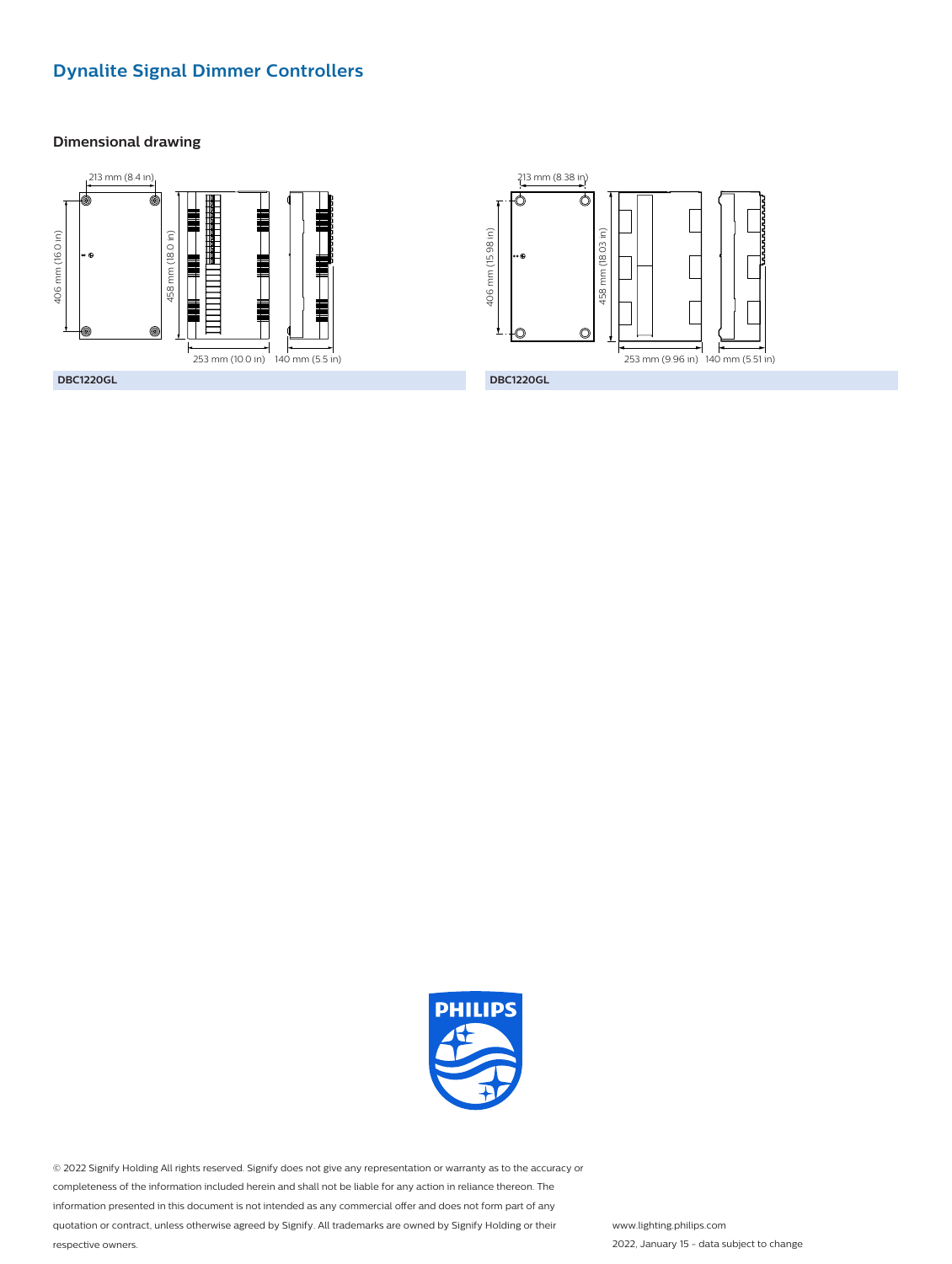# Dynalite Signal Dimmer Controllers

## Dimensional drawing

213 mm (8.4 in)
406 mm (16.0 in)
458 mm (18.0 in)
253 mm (10.0 in)
140 mm (5.5 in)

**DBC1220GL**

213 mm (8.38 in)
406 mm (15.98 in)
458 mm (18.03 in)
253 mm (9.96 in)
140 mm (5.51 in)

**DBC1220GL**

© 2022 Signify Holding All rights reserved. Signify does not give any representation or warranty as to the accuracy or completeness of the information included herein and shall not be liable for any action in reliance thereon. The information presented in this document is not intended as any commercial offer and does not form part of any quotation or contract, unless otherwise agreed by Signify. All trademarks are owned by Signify Holding or their respective owners.

www.lighting.philips.com

2022, January 15 - data subject to change